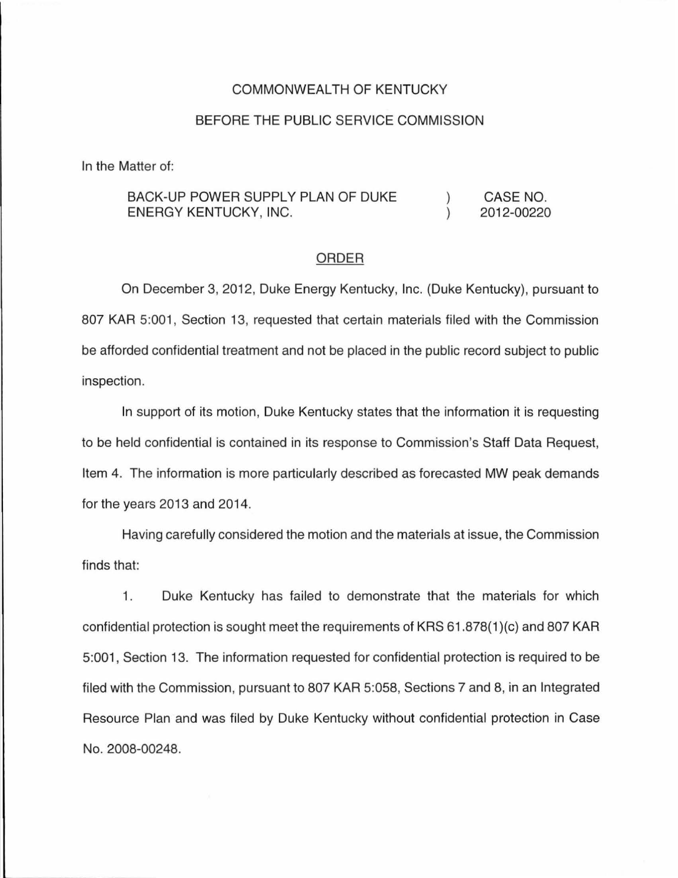COMMONWEALTH OF KENTUCKY

BEFORE THE PUBLIC SERVICE COMMISSION

In the Matter of:

| | | |
|---|---|---|
| BACK-UP POWER SUPPLY PLAN OF DUKE ENERGY KENTUCKY, INC. | ) ) | CASE NO. 2012-00220 |

ORDER

On December 3, 2012, Duke Energy Kentucky, Inc. (Duke Kentucky), pursuant to 807 KAR 5:001, Section 13, requested that certain materials filed with the Commission be afforded confidential treatment and not be placed in the public record subject to public inspection.

In support of its motion, Duke Kentucky states that the information it is requesting to be held confidential is contained in its response to Commission's Staff Data Request, Item 4. The information is more particularly described as forecasted MW peak demands for the years 2013 and 2014.

Having carefully considered the motion and the materials at issue, the Commission finds that:

1. Duke Kentucky has failed to demonstrate that the materials for which confidential protection is sought meet the requirements of KRS 61.878(1)(c) and 807 KAR 5:001, Section 13. The information requested for confidential protection is required to be filed with the Commission, pursuant to 807 KAR 5:058, Sections 7 and 8, in an Integrated Resource Plan and was filed by Duke Kentucky without confidential protection in Case No. 2008-00248.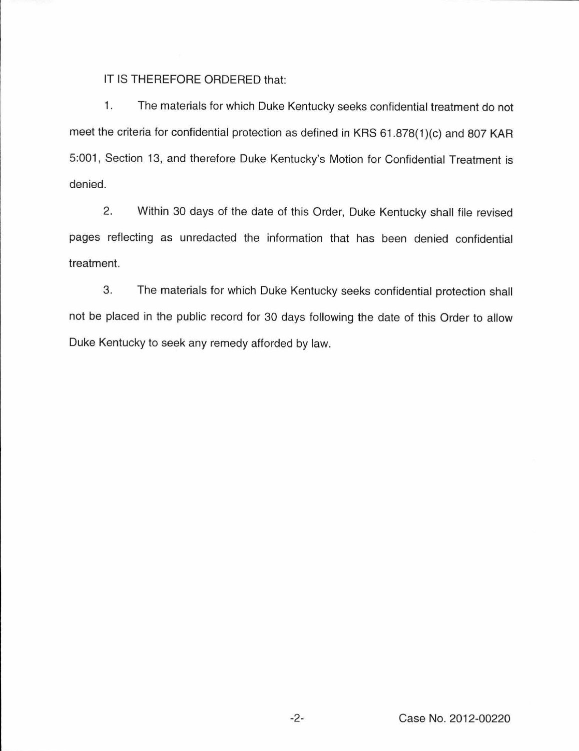IT IS THEREFORE ORDERED that:

1. The materials for which Duke Kentucky seeks confidential treatment do not meet the criteria for confidential protection as defined in KRS 61.878(1)(c) and 807 KAR 5:001, Section 13, and therefore Duke Kentucky's Motion for Confidential Treatment is denied.

2. Within 30 days of the date of this Order, Duke Kentucky shall file revised pages reflecting as unredacted the information that has been denied confidential treatment.

3. The materials for which Duke Kentucky seeks confidential protection shall not be placed in the public record for 30 days following the date of this Order to allow Duke Kentucky to seek any remedy afforded by law.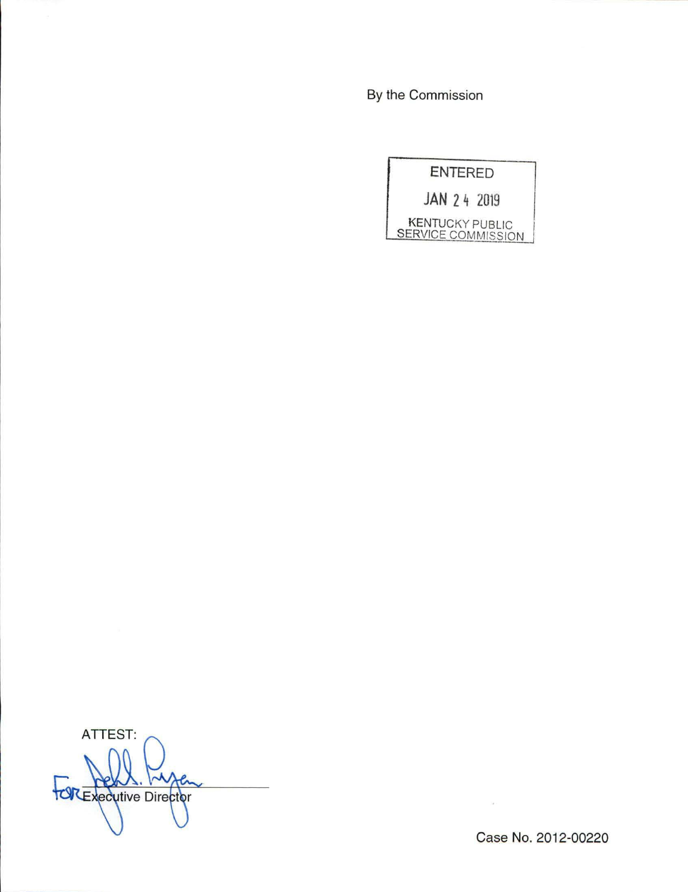By the Commission

ENTERED

JAN 24 2019

KENTUCKY PUBLIC SERVICE COMMISSION

ATTEST:

For Executive Director

Case No. 2012-00220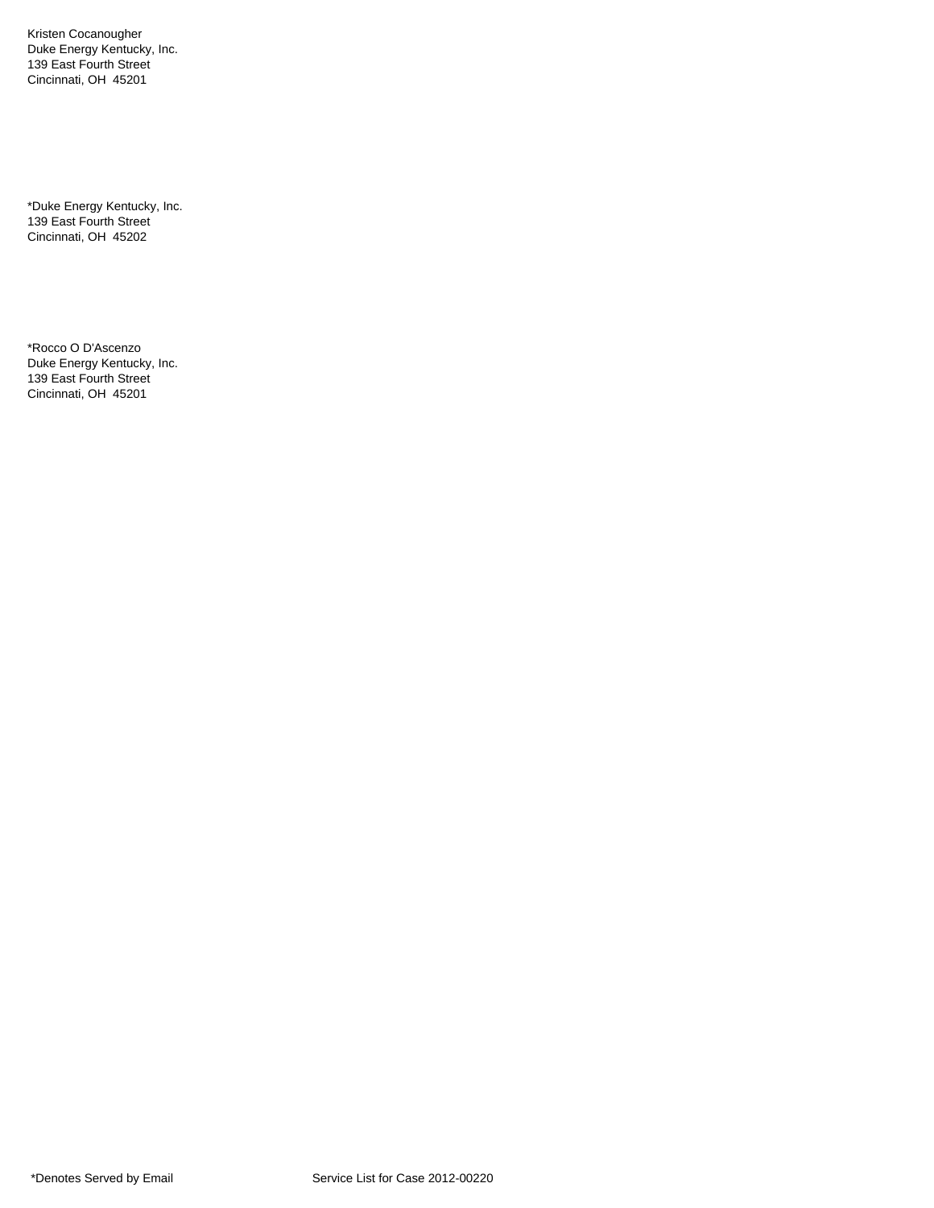Kristen Cocanougher
Duke Energy Kentucky, Inc.
139 East Fourth Street
Cincinnati, OH  45201

*Duke Energy Kentucky, Inc.
139 East Fourth Street
Cincinnati, OH  45202

*Rocco O D'Ascenzo
Duke Energy Kentucky, Inc.
139 East Fourth Street
Cincinnati, OH  45201

*Denotes Served by Email

Service List for Case 2012-00220